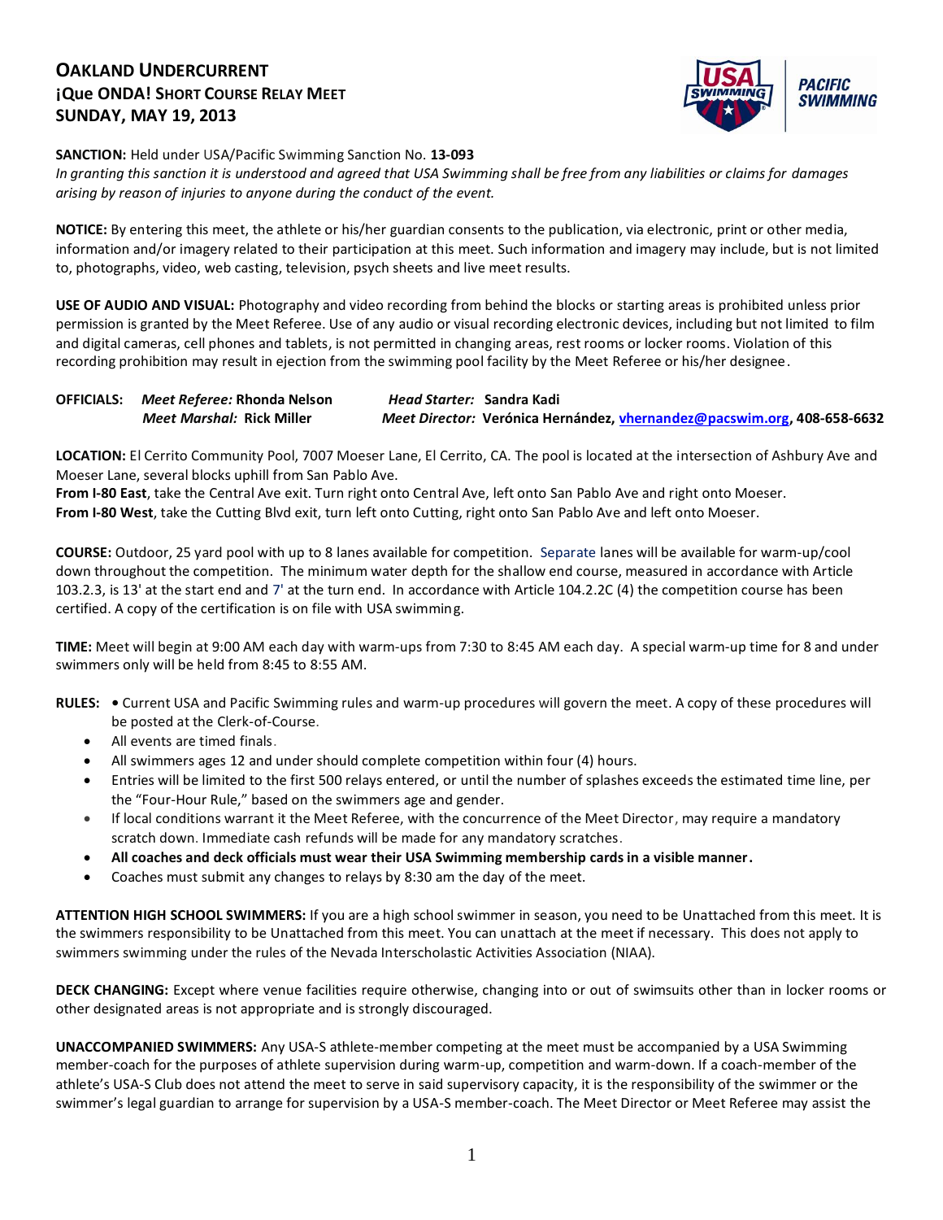# OAKLAND UNDERCURRENT
## ¡Que ONDA! SHORT COURSE RELAY MEET
## SUNDAY, MAY 19, 2013

**SANCTION:** Held under USA/Pacific Swimming Sanction No. **13-093**
*In granting this sanction it is understood and agreed that USA Swimming shall be free from any liabilities or claims for damages arising by reason of injuries to anyone during the conduct of the event.*

**NOTICE:** By entering this meet, the athlete or his/her guardian consents to the publication, via electronic, print or other media, information and/or imagery related to their participation at this meet. Such information and imagery may include, but is not limited to, photographs, video, web casting, television, psych sheets and live meet results.

**USE OF AUDIO AND VISUAL:** Photography and video recording from behind the blocks or starting areas is prohibited unless prior permission is granted by the Meet Referee. Use of any audio or visual recording electronic devices, including but not limited to film and digital cameras, cell phones and tablets, is not permitted in changing areas, rest rooms or locker rooms. Violation of this recording prohibition may result in ejection from the swimming pool facility by the Meet Referee or his/her designee.

**OFFICIALS:** *Meet Referee:* **Rhonda Nelson** *Head Starter:* **Sandra Kadi**
*Meet Marshal:* **Rick Miller** *Meet Director:* **Verónica Hernández, vhernandez@pacswim.org, 408-658-6632**

**LOCATION:** El Cerrito Community Pool, 7007 Moeser Lane, El Cerrito, CA. The pool is located at the intersection of Ashbury Ave and Moeser Lane, several blocks uphill from San Pablo Ave.
**From I-80 East**, take the Central Ave exit. Turn right onto Central Ave, left onto San Pablo Ave and right onto Moeser.
**From I-80 West**, take the Cutting Blvd exit, turn left onto Cutting, right onto San Pablo Ave and left onto Moeser.

**COURSE:** Outdoor, 25 yard pool with up to 8 lanes available for competition. Separate lanes will be available for warm-up/cool down throughout the competition. The minimum water depth for the shallow end course, measured in accordance with Article 103.2.3, is 13' at the start end and 7' at the turn end. In accordance with Article 104.2.2C (4) the competition course has been certified. A copy of the certification is on file with USA swimming.

**TIME:** Meet will begin at 9:00 AM each day with warm-ups from 7:30 to 8:45 AM each day. A special warm-up time for 8 and under swimmers only will be held from 8:45 to 8:55 AM.

**RULES:**
- Current USA and Pacific Swimming rules and warm-up procedures will govern the meet. A copy of these procedures will be posted at the Clerk-of-Course.
- All events are timed finals.
- All swimmers ages 12 and under should complete competition within four (4) hours.
- Entries will be limited to the first 500 relays entered, or until the number of splashes exceeds the estimated time line, per the "Four-Hour Rule," based on the swimmers age and gender.
- If local conditions warrant it the Meet Referee, with the concurrence of the Meet Director, may require a mandatory scratch down. Immediate cash refunds will be made for any mandatory scratches.
- **All coaches and deck officials must wear their USA Swimming membership cards in a visible manner.**
- Coaches must submit any changes to relays by 8:30 am the day of the meet.

**ATTENTION HIGH SCHOOL SWIMMERS:** If you are a high school swimmer in season, you need to be Unattached from this meet. It is the swimmers responsibility to be Unattached from this meet. You can unattach at the meet if necessary. This does not apply to swimmers swimming under the rules of the Nevada Interscholastic Activities Association (NIAA).

**DECK CHANGING:** Except where venue facilities require otherwise, changing into or out of swimsuits other than in locker rooms or other designated areas is not appropriate and is strongly discouraged.

**UNACCOMPANIED SWIMMERS:** Any USA-S athlete-member competing at the meet must be accompanied by a USA Swimming member-coach for the purposes of athlete supervision during warm-up, competition and warm-down. If a coach-member of the athlete's USA-S Club does not attend the meet to serve in said supervisory capacity, it is the responsibility of the swimmer or the swimmer's legal guardian to arrange for supervision by a USA-S member-coach. The Meet Director or Meet Referee may assist the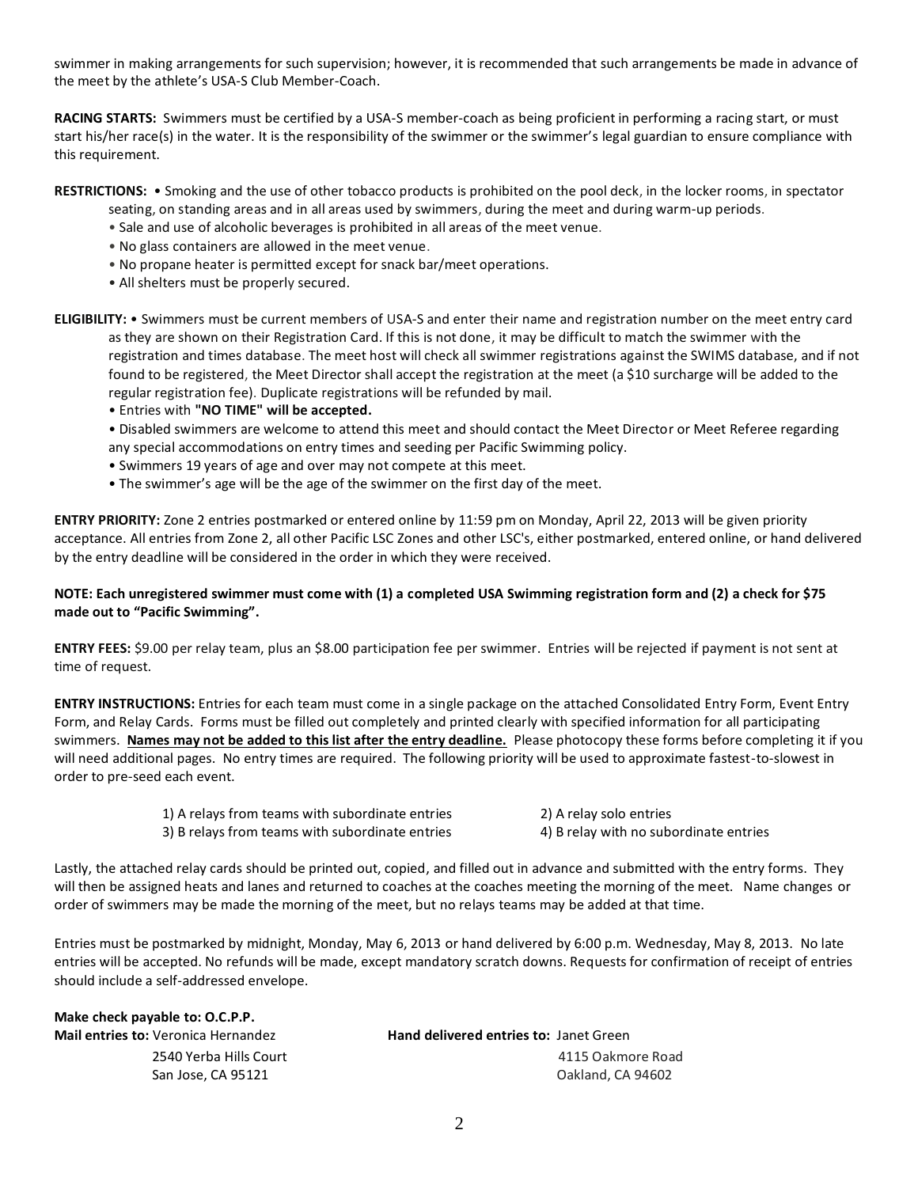swimmer in making arrangements for such supervision; however, it is recommended that such arrangements be made in advance of the meet by the athlete's USA-S Club Member-Coach.

**RACING STARTS:** Swimmers must be certified by a USA-S member-coach as being proficient in performing a racing start, or must start his/her race(s) in the water. It is the responsibility of the swimmer or the swimmer's legal guardian to ensure compliance with this requirement.

**RESTRICTIONS:**
- Smoking and the use of other tobacco products is prohibited on the pool deck, in the locker rooms, in spectator seating, on standing areas and in all areas used by swimmers, during the meet and during warm-up periods.
- Sale and use of alcoholic beverages is prohibited in all areas of the meet venue.
- No glass containers are allowed in the meet venue.
- No propane heater is permitted except for snack bar/meet operations.
- All shelters must be properly secured.

**ELIGIBILITY:**
- Swimmers must be current members of USA-S and enter their name and registration number on the meet entry card as they are shown on their Registration Card. If this is not done, it may be difficult to match the swimmer with the registration and times database. The meet host will check all swimmer registrations against the SWIMS database, and if not found to be registered, the Meet Director shall accept the registration at the meet (a $10 surcharge will be added to the regular registration fee). Duplicate registrations will be refunded by mail.
- Entries with **"NO TIME" will be accepted.**
- Disabled swimmers are welcome to attend this meet and should contact the Meet Director or Meet Referee regarding any special accommodations on entry times and seeding per Pacific Swimming policy.
- Swimmers 19 years of age and over may not compete at this meet.
- The swimmer's age will be the age of the swimmer on the first day of the meet.

**ENTRY PRIORITY:** Zone 2 entries postmarked or entered online by 11:59 pm on Monday, April 22, 2013 will be given priority acceptance. All entries from Zone 2, all other Pacific LSC Zones and other LSC's, either postmarked, entered online, or hand delivered by the entry deadline will be considered in the order in which they were received.

**NOTE: Each unregistered swimmer must come with (1) a completed USA Swimming registration form and (2) a check for $75 made out to "Pacific Swimming".**

**ENTRY FEES:** $9.00 per relay team, plus an $8.00 participation fee per swimmer. Entries will be rejected if payment is not sent at time of request.

**ENTRY INSTRUCTIONS:** Entries for each team must come in a single package on the attached Consolidated Entry Form, Event Entry Form, and Relay Cards. Forms must be filled out completely and printed clearly with specified information for all participating swimmers. **<u>Names may not be added to this list after the entry deadline.</u>** Please photocopy these forms before completing it if you will need additional pages. No entry times are required. The following priority will be used to approximate fastest-to-slowest in order to pre-seed each event.

1) A relays from teams with subordinate entries
2) A relay solo entries
3) B relays from teams with subordinate entries
4) B relay with no subordinate entries

Lastly, the attached relay cards should be printed out, copied, and filled out in advance and submitted with the entry forms. They will then be assigned heats and lanes and returned to coaches at the coaches meeting the morning of the meet. Name changes or order of swimmers may be made the morning of the meet, but no relays teams may be added at that time.

Entries must be postmarked by midnight, Monday, May 6, 2013 or hand delivered by 6:00 p.m. Wednesday, May 8, 2013. No late entries will be accepted. No refunds will be made, except mandatory scratch downs. Requests for confirmation of receipt of entries should include a self-addressed envelope.

**Make check payable to: O.C.P.P.**

**Mail entries to:** Veronica Hernandez
2540 Yerba Hills Court
San Jose, CA 95121

**Hand delivered entries to:** Janet Green
4115 Oakmore Road
Oakland, CA 94602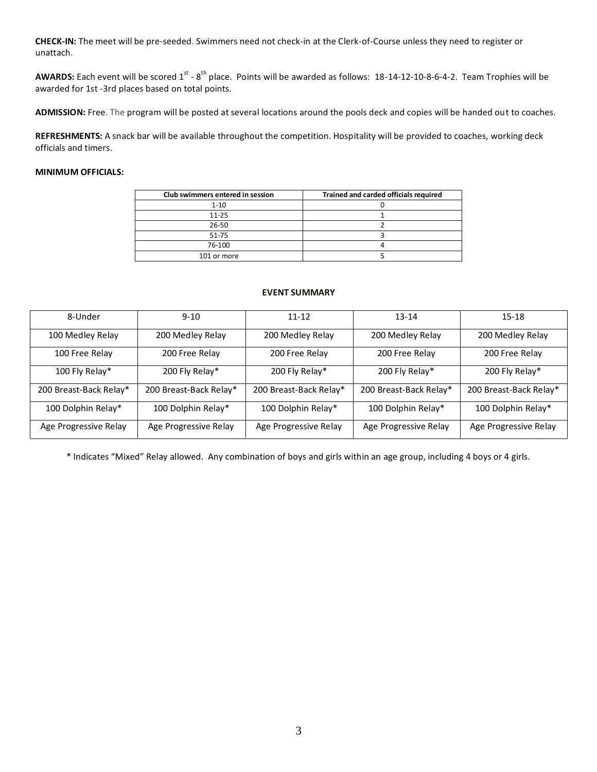**CHECK-IN:** The meet will be pre-seeded. Swimmers need not check-in at the Clerk-of-Course unless they need to register or unattach.

**AWARDS:** Each event will be scored 1st - 8th place. Points will be awarded as follows: 18-14-12-10-8-6-4-2. Team Trophies will be awarded for 1st -3rd places based on total points.

**ADMISSION:** Free. The program will be posted at several locations around the pools deck and copies will be handed out to coaches.

**REFRESHMENTS:** A snack bar will be available throughout the competition. Hospitality will be provided to coaches, working deck officials and timers.

**MINIMUM OFFICIALS:**

| Club swimmers entered in session | Trained and carded officials required |
|---|---|
| 1-10 | 0 |
| 11-25 | 1 |
| 26-50 | 2 |
| 51-75 | 3 |
| 76-100 | 4 |
| 101 or more | 5 |

**EVENT SUMMARY**

| 8-Under | 9-10 | 11-12 | 13-14 | 15-18 |
|---|---|---|---|---|
| 100 Medley Relay | 200 Medley Relay | 200 Medley Relay | 200 Medley Relay | 200 Medley Relay |
| 100 Free Relay | 200 Free Relay | 200 Free Relay | 200 Free Relay | 200 Free Relay |
| 100 Fly Relay* | 200 Fly Relay* | 200 Fly Relay* | 200 Fly Relay* | 200 Fly Relay* |
| 200 Breast-Back Relay* | 200 Breast-Back Relay* | 200 Breast-Back Relay* | 200 Breast-Back Relay* | 200 Breast-Back Relay* |
| 100 Dolphin Relay* | 100 Dolphin Relay* | 100 Dolphin Relay* | 100 Dolphin Relay* | 100 Dolphin Relay* |
| Age Progressive Relay | Age Progressive Relay | Age Progressive Relay | Age Progressive Relay | Age Progressive Relay |

* Indicates "Mixed" Relay allowed. Any combination of boys and girls within an age group, including 4 boys or 4 girls.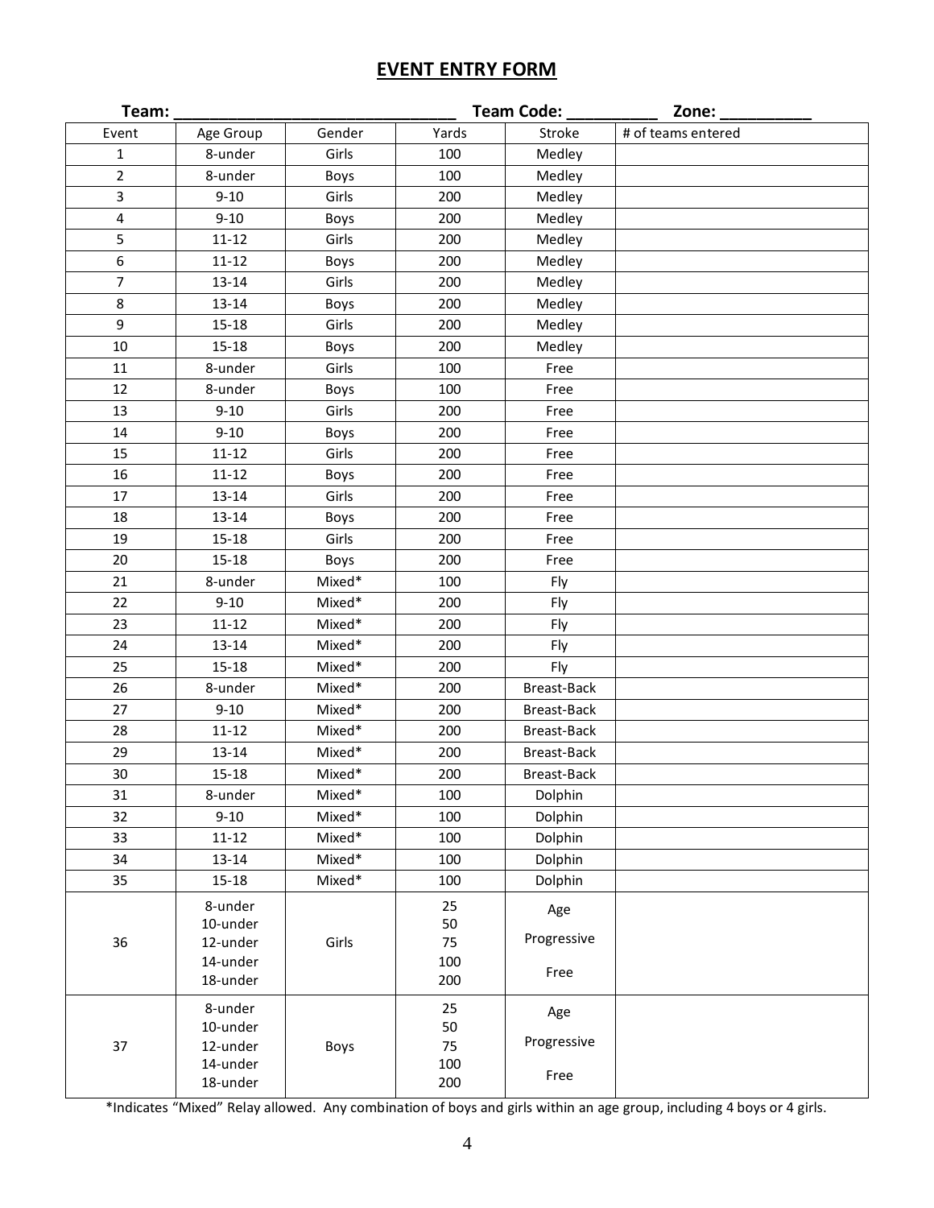## EVENT ENTRY FORM

**Team: ______________________________ Team Code: __________ Zone: __________**

| Event | Age Group | Gender | Yards | Stroke | # of teams entered |
|---|---|---|---|---|---|
| 1 | 8-under | Girls | 100 | Medley | |
| 2 | 8-under | Boys | 100 | Medley | |
| 3 | 9-10 | Girls | 200 | Medley | |
| 4 | 9-10 | Boys | 200 | Medley | |
| 5 | 11-12 | Girls | 200 | Medley | |
| 6 | 11-12 | Boys | 200 | Medley | |
| 7 | 13-14 | Girls | 200 | Medley | |
| 8 | 13-14 | Boys | 200 | Medley | |
| 9 | 15-18 | Girls | 200 | Medley | |
| 10 | 15-18 | Boys | 200 | Medley | |
| 11 | 8-under | Girls | 100 | Free | |
| 12 | 8-under | Boys | 100 | Free | |
| 13 | 9-10 | Girls | 200 | Free | |
| 14 | 9-10 | Boys | 200 | Free | |
| 15 | 11-12 | Girls | 200 | Free | |
| 16 | 11-12 | Boys | 200 | Free | |
| 17 | 13-14 | Girls | 200 | Free | |
| 18 | 13-14 | Boys | 200 | Free | |
| 19 | 15-18 | Girls | 200 | Free | |
| 20 | 15-18 | Boys | 200 | Free | |
| 21 | 8-under | Mixed* | 100 | Fly | |
| 22 | 9-10 | Mixed* | 200 | Fly | |
| 23 | 11-12 | Mixed* | 200 | Fly | |
| 24 | 13-14 | Mixed* | 200 | Fly | |
| 25 | 15-18 | Mixed* | 200 | Fly | |
| 26 | 8-under | Mixed* | 200 | Breast-Back | |
| 27 | 9-10 | Mixed* | 200 | Breast-Back | |
| 28 | 11-12 | Mixed* | 200 | Breast-Back | |
| 29 | 13-14 | Mixed* | 200 | Breast-Back | |
| 30 | 15-18 | Mixed* | 200 | Breast-Back | |
| 31 | 8-under | Mixed* | 100 | Dolphin | |
| 32 | 9-10 | Mixed* | 100 | Dolphin | |
| 33 | 11-12 | Mixed* | 100 | Dolphin | |
| 34 | 13-14 | Mixed* | 100 | Dolphin | |
| 35 | 15-18 | Mixed* | 100 | Dolphin | |
| 36 | 8-under<br>10-under<br>12-under<br>14-under<br>18-under | Girls | 25<br>50<br>75<br>100<br>200 | Age Progressive Free | |
| 37 | 8-under<br>10-under<br>12-under<br>14-under<br>18-under | Boys | 25<br>50<br>75<br>100<br>200 | Age Progressive Free | |

*Indicates "Mixed" Relay allowed. Any combination of boys and girls within an age group, including 4 boys or 4 girls.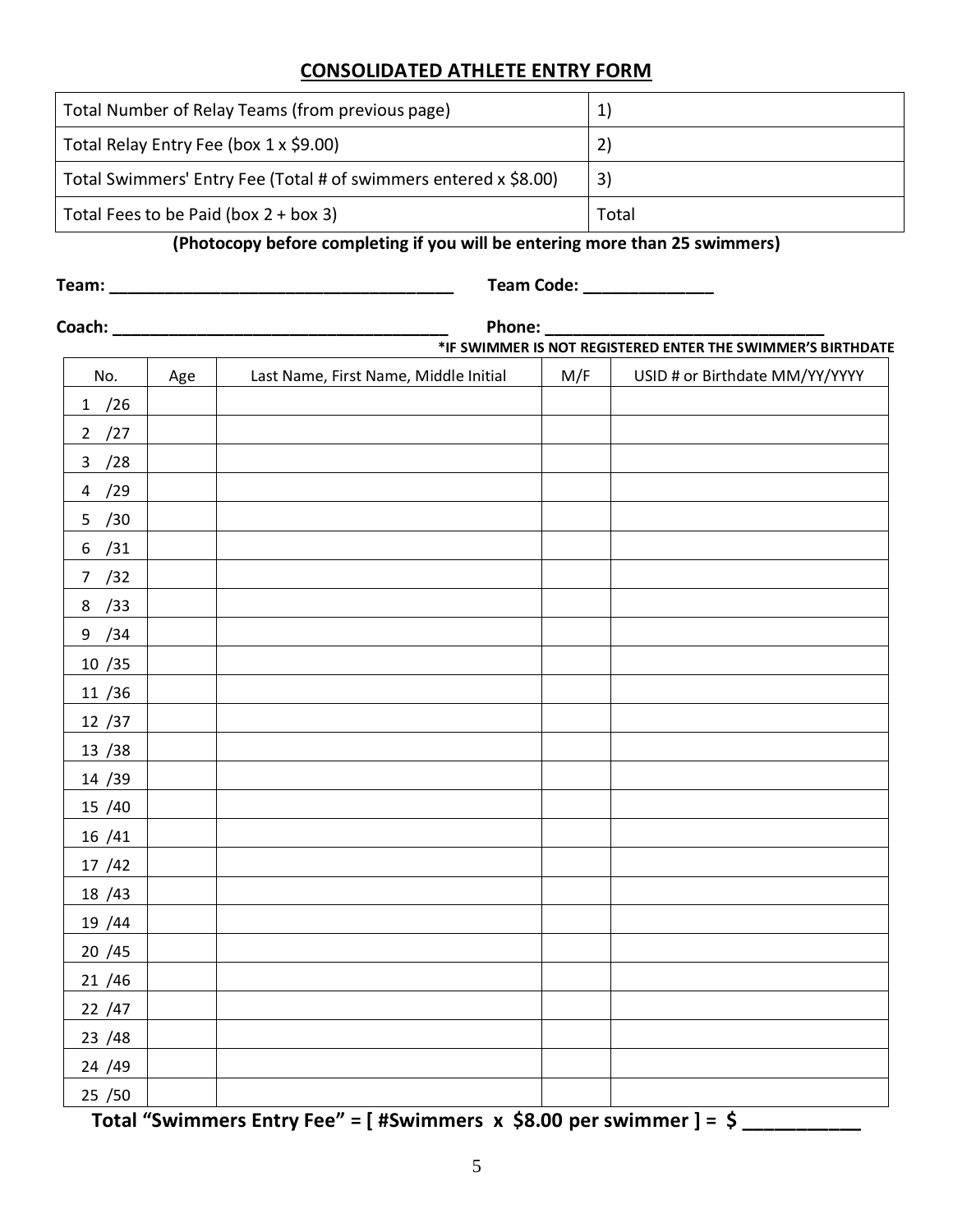## CONSOLIDATED ATHLETE ENTRY FORM

| Total Number of Relay Teams (from previous page) | 1) |
|---|---|
| Total Relay Entry Fee (box 1 x $9.00) | 2) |
| Total Swimmers' Entry Fee (Total # of swimmers entered x $8.00) | 3) |
| Total Fees to be Paid (box 2 + box 3) | Total |

**(Photocopy before completing if you will be entering more than 25 swimmers)**

**Team: ______________________________________ Team Code: ______________**

**Coach: _____________________________________ Phone: ______________________________**

**\*IF SWIMMER IS NOT REGISTERED ENTER THE SWIMMER'S BIRTHDATE**

| No. | Age | Last Name, First Name, Middle Initial | M/F | USID # or Birthdate MM/YY/YYYY |
|---|---|---|---|---|
| 1 /26 | | | | |
| 2 /27 | | | | |
| 3 /28 | | | | |
| 4 /29 | | | | |
| 5 /30 | | | | |
| 6 /31 | | | | |
| 7 /32 | | | | |
| 8 /33 | | | | |
| 9 /34 | | | | |
| 10 /35 | | | | |
| 11 /36 | | | | |
| 12 /37 | | | | |
| 13 /38 | | | | |
| 14 /39 | | | | |
| 15 /40 | | | | |
| 16 /41 | | | | |
| 17 /42 | | | | |
| 18 /43 | | | | |
| 19 /44 | | | | |
| 20 /45 | | | | |
| 21 /46 | | | | |
| 22 /47 | | | | |
| 23 /48 | | | | |
| 24 /49 | | | | |
| 25 /50 | | | | |

**Total "Swimmers Entry Fee" = [ #Swimmers x $8.00 per swimmer ] = $ ___________**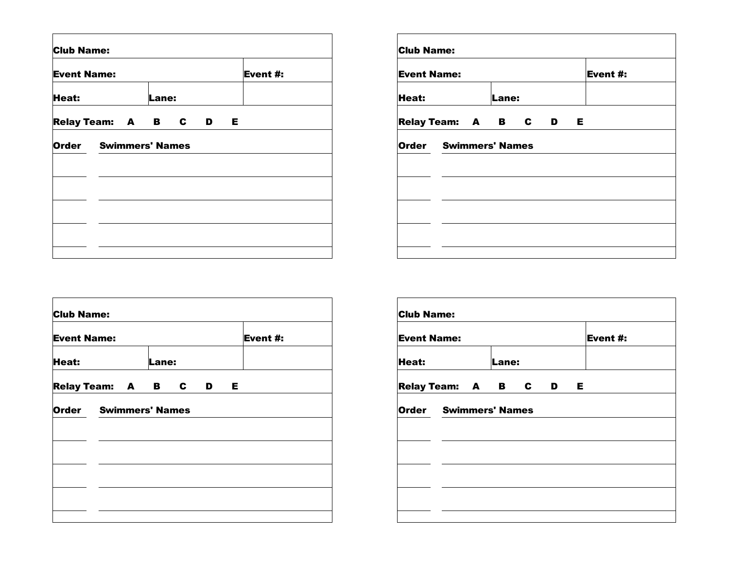| | | | |
|---|---|---|---|
| **Club Name:** | | | |
| **Event Name:** | | | **Event #:** |
| **Heat:** | **Lane:** | | |
| **Relay Team: A B C D E** | | | |
| **Order** | **Swimmers' Names** | | |
| | | | |
| | | | |
| | | | |
| | | | |

| | | | |
|---|---|---|---|
| **Club Name:** | | | |
| **Event Name:** | | | **Event #:** |
| **Heat:** | **Lane:** | | |
| **Relay Team: A B C D E** | | | |
| **Order** | **Swimmers' Names** | | |
| | | | |
| | | | |
| | | | |
| | | | |

| | | | |
|---|---|---|---|
| **Club Name:** | | | |
| **Event Name:** | | | **Event #:** |
| **Heat:** | **Lane:** | | |
| **Relay Team: A B C D E** | | | |
| **Order** | **Swimmers' Names** | | |
| | | | |
| | | | |
| | | | |
| | | | |

| | | | |
|---|---|---|---|
| **Club Name:** | | | |
| **Event Name:** | | | **Event #:** |
| **Heat:** | **Lane:** | | |
| **Relay Team: A B C D E** | | | |
| **Order** | **Swimmers' Names** | | |
| | | | |
| | | | |
| | | | |
| | | | |